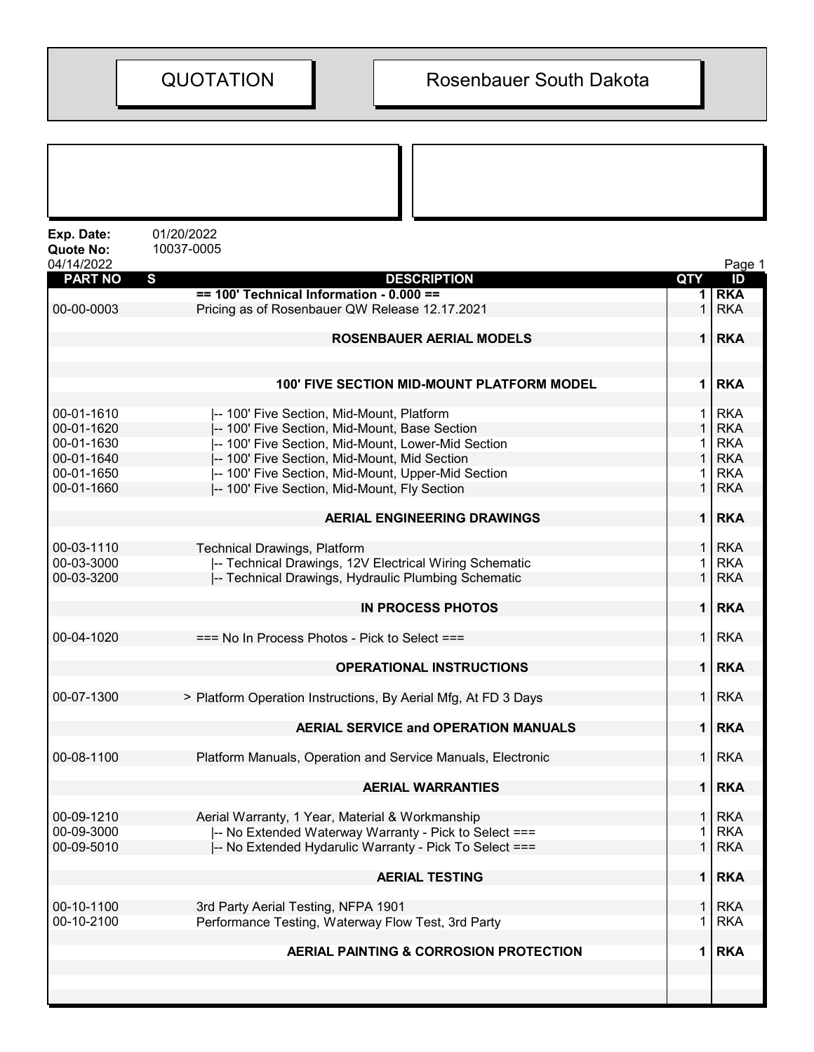# QUOTATION

# Rosenbauer South Dakota

**Exp. Date:** 01/20/2022
**Quote No:** 10037-0005
04/14/2022

| PART NO | S | DESCRIPTION | QTY | ID |
|---|---|---|---|---|
| | | **== 100' Technical Information - 0.000 ==** | **1** | **RKA** |
| 00-00-0003 | | Pricing as of Rosenbauer QW Release 12.17.2021 | 1 | RKA |
| | | **ROSENBAUER AERIAL MODELS** | **1** | **RKA** |
| | | **100' FIVE SECTION MID-MOUNT PLATFORM MODEL** | **1** | **RKA** |
| 00-01-1610 | | \|-- 100' Five Section, Mid-Mount, Platform | 1 | RKA |
| 00-01-1620 | | \|-- 100' Five Section, Mid-Mount, Base Section | 1 | RKA |
| 00-01-1630 | | \|-- 100' Five Section, Mid-Mount, Lower-Mid Section | 1 | RKA |
| 00-01-1640 | | \|-- 100' Five Section, Mid-Mount, Mid Section | 1 | RKA |
| 00-01-1650 | | \|-- 100' Five Section, Mid-Mount, Upper-Mid Section | 1 | RKA |
| 00-01-1660 | | \|-- 100' Five Section, Mid-Mount, Fly Section | 1 | RKA |
| | | **AERIAL ENGINEERING DRAWINGS** | **1** | **RKA** |
| 00-03-1110 | | Technical Drawings, Platform | 1 | RKA |
| 00-03-3000 | | \|-- Technical Drawings, 12V Electrical Wiring Schematic | 1 | RKA |
| 00-03-3200 | | \|-- Technical Drawings, Hydraulic Plumbing Schematic | 1 | RKA |
| | | **IN PROCESS PHOTOS** | **1** | **RKA** |
| 00-04-1020 | | === No In Process Photos - Pick to Select === | 1 | RKA |
| | | **OPERATIONAL INSTRUCTIONS** | **1** | **RKA** |
| 00-07-1300 | > | Platform Operation Instructions, By Aerial Mfg, At FD 3 Days | 1 | RKA |
| | | **AERIAL SERVICE and OPERATION MANUALS** | **1** | **RKA** |
| 00-08-1100 | | Platform Manuals, Operation and Service Manuals, Electronic | 1 | RKA |
| | | **AERIAL WARRANTIES** | **1** | **RKA** |
| 00-09-1210 | | Aerial Warranty, 1 Year, Material & Workmanship | 1 | RKA |
| 00-09-3000 | | \|-- No Extended Waterway Warranty - Pick to Select === | 1 | RKA |
| 00-09-5010 | | \|-- No Extended Hydarulic Warranty - Pick To Select === | 1 | RKA |
| | | **AERIAL TESTING** | **1** | **RKA** |
| 00-10-1100 | | 3rd Party Aerial Testing, NFPA 1901 | 1 | RKA |
| 00-10-2100 | | Performance Testing, Waterway Flow Test, 3rd Party | 1 | RKA |
| | | **AERIAL PAINTING & CORROSION PROTECTION** | **1** | **RKA** |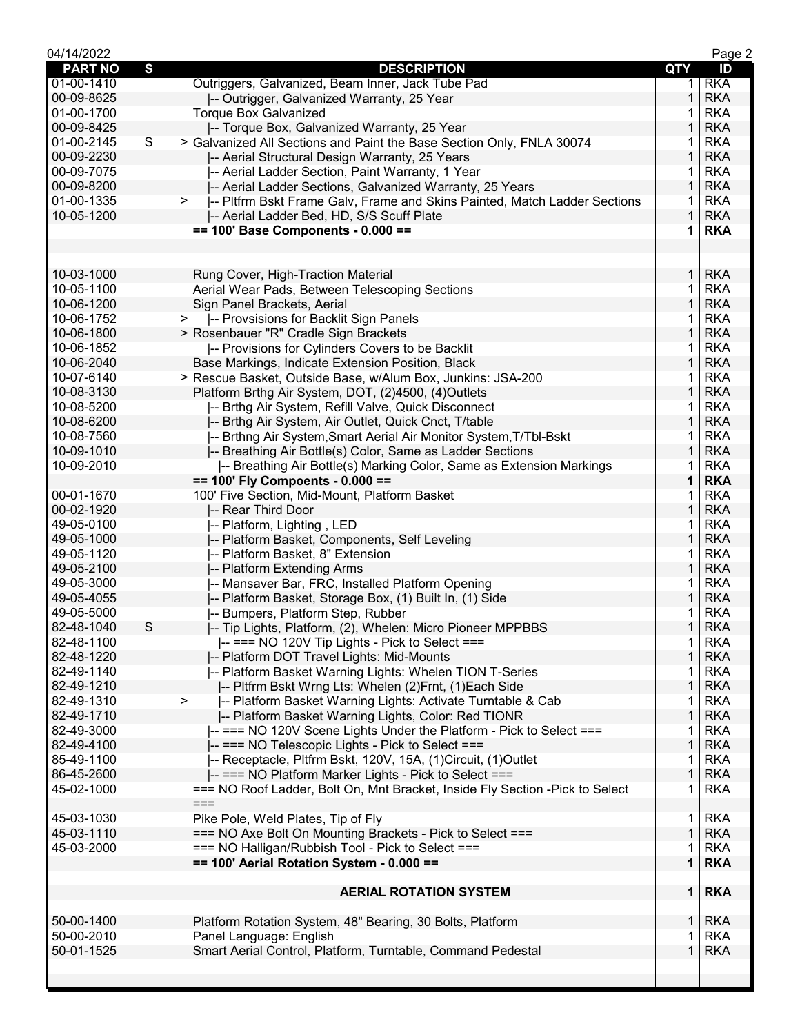| PART NO | S | DESCRIPTION | QTY | ID |
|---|---|---|---|---|
| 01-00-1410 | | Outriggers, Galvanized, Beam Inner, Jack Tube Pad | 1 | RKA |
| 00-09-8625 | | \|-- Outrigger, Galvanized Warranty, 25 Year | 1 | RKA |
| 01-00-1700 | | Torque Box Galvanized | 1 | RKA |
| 00-09-8425 | | \|-- Torque Box, Galvanized Warranty, 25 Year | 1 | RKA |
| 01-00-2145 | S | > Galvanized All Sections and Paint the Base Section Only, FNLA 30074 | 1 | RKA |
| 00-09-2230 | | \|-- Aerial Structural Design Warranty, 25 Years | 1 | RKA |
| 00-09-7075 | | \|-- Aerial Ladder Section, Paint Warranty, 1 Year | 1 | RKA |
| 00-09-8200 | | \|-- Aerial Ladder Sections, Galvanized Warranty, 25 Years | 1 | RKA |
| 01-00-1335 | | > \|-- Pltfrm Bskt Frame Galv, Frame and Skins Painted, Match Ladder Sections | 1 | RKA |
| 10-05-1200 | | \|-- Aerial Ladder Bed, HD, S/S Scuff Plate | 1 | RKA |
| | | **== 100' Base Components - 0.000 ==** | **1** | **RKA** |
| | | | | |
| | | | | |
| 10-03-1000 | | Rung Cover, High-Traction Material | 1 | RKA |
| 10-05-1100 | | Aerial Wear Pads, Between Telescoping Sections | 1 | RKA |
| 10-06-1200 | | Sign Panel Brackets, Aerial | 1 | RKA |
| 10-06-1752 | | > \|-- Provsisions for Backlit Sign Panels | 1 | RKA |
| 10-06-1800 | | > Rosenbauer "R" Cradle Sign Brackets | 1 | RKA |
| 10-06-1852 | | \|-- Provisions for Cylinders Covers to be Backlit | 1 | RKA |
| 10-06-2040 | | Base Markings, Indicate Extension Position, Black | 1 | RKA |
| 10-07-6140 | | > Rescue Basket, Outside Base, w/Alum Box, Junkins: JSA-200 | 1 | RKA |
| 10-08-3130 | | Platform Brthg Air System, DOT, (2)4500, (4)Outlets | 1 | RKA |
| 10-08-5200 | | \|-- Brthg Air System, Refill Valve, Quick Disconnect | 1 | RKA |
| 10-08-6200 | | \|-- Brthg Air System, Air Outlet, Quick Cnct, T/table | 1 | RKA |
| 10-08-7560 | | \|-- Brthng Air System,Smart Aerial Air Monitor System,T/Tbl-Bskt | 1 | RKA |
| 10-09-1010 | | \|-- Breathing Air Bottle(s) Color, Same as Ladder Sections | 1 | RKA |
| 10-09-2010 | | \|-- Breathing Air Bottle(s) Marking Color, Same as Extension Markings | 1 | RKA |
| | | **== 100' Fly Compoents - 0.000 ==** | **1** | **RKA** |
| 00-01-1670 | | 100' Five Section, Mid-Mount, Platform Basket | 1 | RKA |
| 00-02-1920 | | \|-- Rear Third Door | 1 | RKA |
| 49-05-0100 | | \|-- Platform, Lighting , LED | 1 | RKA |
| 49-05-1000 | | \|-- Platform Basket, Components, Self Leveling | 1 | RKA |
| 49-05-1120 | | \|-- Platform Basket, 8" Extension | 1 | RKA |
| 49-05-2100 | | \|-- Platform Extending Arms | 1 | RKA |
| 49-05-3000 | | \|-- Mansaver Bar, FRC, Installed Platform Opening | 1 | RKA |
| 49-05-4055 | | \|-- Platform Basket, Storage Box, (1) Built In, (1) Side | 1 | RKA |
| 49-05-5000 | | \|-- Bumpers, Platform Step, Rubber | 1 | RKA |
| 82-48-1040 | S | \|-- Tip Lights, Platform, (2), Whelen: Micro Pioneer MPPBBS | 1 | RKA |
| 82-48-1100 | | \|-- === NO 120V Tip Lights - Pick to Select === | 1 | RKA |
| 82-48-1220 | | \|-- Platform DOT Travel Lights: Mid-Mounts | 1 | RKA |
| 82-49-1140 | | \|-- Platform Basket Warning Lights: Whelen TION T-Series | 1 | RKA |
| 82-49-1210 | | \|-- Pltfrm Bskt Wrng Lts: Whelen (2)Frnt, (1)Each Side | 1 | RKA |
| 82-49-1310 | | > \|-- Platform Basket Warning Lights: Activate Turntable & Cab | 1 | RKA |
| 82-49-1710 | | \|-- Platform Basket Warning Lights, Color: Red TIONR | 1 | RKA |
| 82-49-3000 | | \|-- === NO 120V Scene Lights Under the Platform - Pick to Select === | 1 | RKA |
| 82-49-4100 | | \|-- === NO Telescopic Lights - Pick to Select === | 1 | RKA |
| 85-49-1100 | | \|-- Receptacle, Pltfrm Bskt, 120V, 15A, (1)Circuit, (1)Outlet | 1 | RKA |
| 86-45-2600 | | \|-- === NO Platform Marker Lights - Pick to Select === | 1 | RKA |
| 45-02-1000 | | === NO Roof Ladder, Bolt On, Mnt Bracket, Inside Fly Section -Pick to Select === | 1 | RKA |
| 45-03-1030 | | Pike Pole, Weld Plates, Tip of Fly | 1 | RKA |
| 45-03-1110 | | === NO Axe Bolt On Mounting Brackets - Pick to Select === | 1 | RKA |
| 45-03-2000 | | === NO Halligan/Rubbish Tool - Pick to Select === | 1 | RKA |
| | | **== 100' Aerial Rotation System - 0.000 ==** | **1** | **RKA** |
| | | | | |
| | | **AERIAL ROTATION SYSTEM** | **1** | **RKA** |
| | | | | |
| 50-00-1400 | | Platform Rotation System, 48" Bearing, 30 Bolts, Platform | 1 | RKA |
| 50-00-2010 | | Panel Language: English | 1 | RKA |
| 50-01-1525 | | Smart Aerial Control, Platform, Turntable, Command Pedestal | 1 | RKA |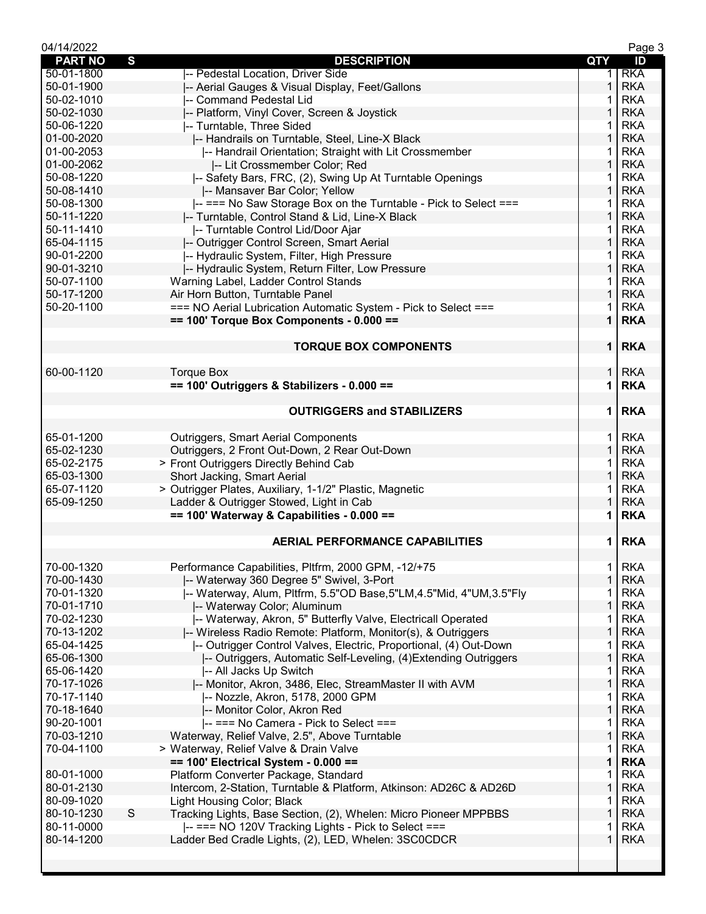| PART NO | S | DESCRIPTION | QTY | ID |
|---|---|---|---|---|
| 50-01-1800 | | \|-- Pedestal Location, Driver Side | 1 | RKA |
| 50-01-1900 | | \|-- Aerial Gauges & Visual Display, Feet/Gallons | 1 | RKA |
| 50-02-1010 | | \|-- Command Pedestal Lid | 1 | RKA |
| 50-02-1030 | | \|-- Platform, Vinyl Cover, Screen & Joystick | 1 | RKA |
| 50-06-1220 | | \|-- Turntable, Three Sided | 1 | RKA |
| 01-00-2020 | | \|-- Handrails on Turntable, Steel, Line-X Black | 1 | RKA |
| 01-00-2053 | | \|-- Handrail Orientation; Straight with Lit Crossmember | 1 | RKA |
| 01-00-2062 | | \|-- Lit Crossmember Color; Red | 1 | RKA |
| 50-08-1220 | | \|-- Safety Bars, FRC, (2), Swing Up At Turntable Openings | 1 | RKA |
| 50-08-1410 | | \|-- Mansaver Bar Color; Yellow | 1 | RKA |
| 50-08-1300 | | \|-- === No Saw Storage Box on the Turntable - Pick to Select === | 1 | RKA |
| 50-11-1220 | | \|-- Turntable, Control Stand & Lid, Line-X Black | 1 | RKA |
| 50-11-1410 | | \|-- Turntable Control Lid/Door Ajar | 1 | RKA |
| 65-04-1115 | | \|-- Outrigger Control Screen, Smart Aerial | 1 | RKA |
| 90-01-2200 | | \|-- Hydraulic System, Filter, High Pressure | 1 | RKA |
| 90-01-3210 | | \|-- Hydraulic System, Return Filter, Low Pressure | 1 | RKA |
| 50-07-1100 | | Warning Label, Ladder Control Stands | 1 | RKA |
| 50-17-1200 | | Air Horn Button, Turntable Panel | 1 | RKA |
| 50-20-1100 | | === NO Aerial Lubrication Automatic System - Pick to Select === | 1 | RKA |
| | | **== 100' Torque Box Components - 0.000 ==** | **1** | **RKA** |
| | | | | |
| | | **TORQUE BOX COMPONENTS** | **1** | **RKA** |
| | | | | |
| 60-00-1120 | | Torque Box | 1 | RKA |
| | | **== 100' Outriggers & Stabilizers - 0.000 ==** | **1** | **RKA** |
| | | | | |
| | | **OUTRIGGERS and STABILIZERS** | **1** | **RKA** |
| | | | | |
| 65-01-1200 | | Outriggers, Smart Aerial Components | 1 | RKA |
| 65-02-1230 | | Outriggers, 2 Front Out-Down, 2 Rear Out-Down | 1 | RKA |
| 65-02-2175 | | > Front Outriggers Directly Behind Cab | 1 | RKA |
| 65-03-1300 | | Short Jacking, Smart Aerial | 1 | RKA |
| 65-07-1120 | | > Outrigger Plates, Auxiliary, 1-1/2" Plastic, Magnetic | 1 | RKA |
| 65-09-1250 | | Ladder & Outrigger Stowed, Light in Cab | 1 | RKA |
| | | **== 100' Waterway & Capabilities - 0.000 ==** | **1** | **RKA** |
| | | | | |
| | | **AERIAL PERFORMANCE CAPABILITIES** | **1** | **RKA** |
| | | | | |
| 70-00-1320 | | Performance Capabilities, Pltfrm, 2000 GPM, -12/+75 | 1 | RKA |
| 70-00-1430 | | \|-- Waterway 360 Degree 5" Swivel, 3-Port | 1 | RKA |
| 70-01-1320 | | \|-- Waterway, Alum, Pltfrm, 5.5"OD Base,5"LM,4.5"Mid, 4"UM,3.5"Fly | 1 | RKA |
| 70-01-1710 | | \|-- Waterway Color; Aluminum | 1 | RKA |
| 70-02-1230 | | \|-- Waterway, Akron, 5" Butterfly Valve, Electricall Operated | 1 | RKA |
| 70-13-1202 | | \|-- Wireless Radio Remote: Platform, Monitor(s), & Outriggers | 1 | RKA |
| 65-04-1425 | | \|-- Outrigger Control Valves, Electric, Proportional, (4) Out-Down | 1 | RKA |
| 65-06-1300 | | \|-- Outriggers, Automatic Self-Leveling, (4)Extending Outriggers | 1 | RKA |
| 65-06-1420 | | \|-- All Jacks Up Switch | 1 | RKA |
| 70-17-1026 | | \|-- Monitor, Akron, 3486, Elec, StreamMaster II with AVM | 1 | RKA |
| 70-17-1140 | | \|-- Nozzle, Akron, 5178, 2000 GPM | 1 | RKA |
| 70-18-1640 | | \|-- Monitor Color, Akron Red | 1 | RKA |
| 90-20-1001 | | \|-- === No Camera - Pick to Select === | 1 | RKA |
| 70-03-1210 | | Waterway, Relief Valve, 2.5", Above Turntable | 1 | RKA |
| 70-04-1100 | | > Waterway, Relief Valve & Drain Valve | 1 | RKA |
| | | **== 100' Electrical System - 0.000 ==** | **1** | **RKA** |
| 80-01-1000 | | Platform Converter Package, Standard | 1 | RKA |
| 80-01-2130 | | Intercom, 2-Station, Turntable & Platform, Atkinson: AD26C & AD26D | 1 | RKA |
| 80-09-1020 | | Light Housing Color; Black | 1 | RKA |
| 80-10-1230 | S | Tracking Lights, Base Section, (2), Whelen: Micro Pioneer MPPBBS | 1 | RKA |
| 80-11-0000 | | \|-- === NO 120V Tracking Lights - Pick to Select === | 1 | RKA |
| 80-14-1200 | | Ladder Bed Cradle Lights, (2), LED, Whelen: 3SC0CDCR | 1 | RKA |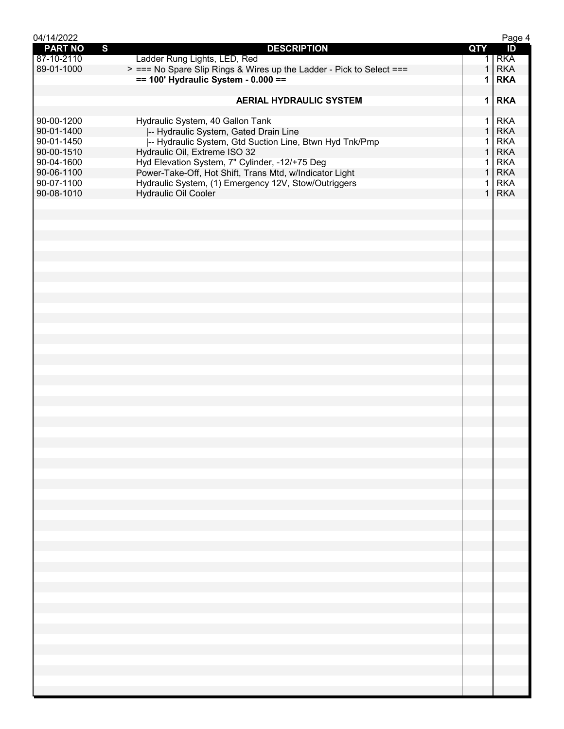| PART NO | S | DESCRIPTION | QTY | ID |
|---|---|---|---|---|
| 87-10-2110 | | Ladder Rung Lights, LED, Red | 1 | RKA |
| 89-01-1000 | > | === No Spare Slip Rings & Wires up the Ladder - Pick to Select === | 1 | RKA |
| | | **== 100' Hydraulic System - 0.000 ==** | **1** | **RKA** |
| | | | | |
| | | **AERIAL HYDRAULIC SYSTEM** | **1** | **RKA** |
| | | | | |
| 90-00-1200 | | Hydraulic System, 40 Gallon Tank | 1 | RKA |
| 90-01-1400 | | \|-- Hydraulic System, Gated Drain Line | 1 | RKA |
| 90-01-1450 | | \|-- Hydraulic System, Gtd Suction Line, Btwn Hyd Tnk/Pmp | 1 | RKA |
| 90-00-1510 | | Hydraulic Oil, Extreme ISO 32 | 1 | RKA |
| 90-04-1600 | | Hyd Elevation System, 7" Cylinder, -12/+75 Deg | 1 | RKA |
| 90-06-1100 | | Power-Take-Off, Hot Shift, Trans Mtd, w/Indicator Light | 1 | RKA |
| 90-07-1100 | | Hydraulic System, (1) Emergency 12V, Stow/Outriggers | 1 | RKA |
| 90-08-1010 | | Hydraulic Oil Cooler | 1 | RKA |